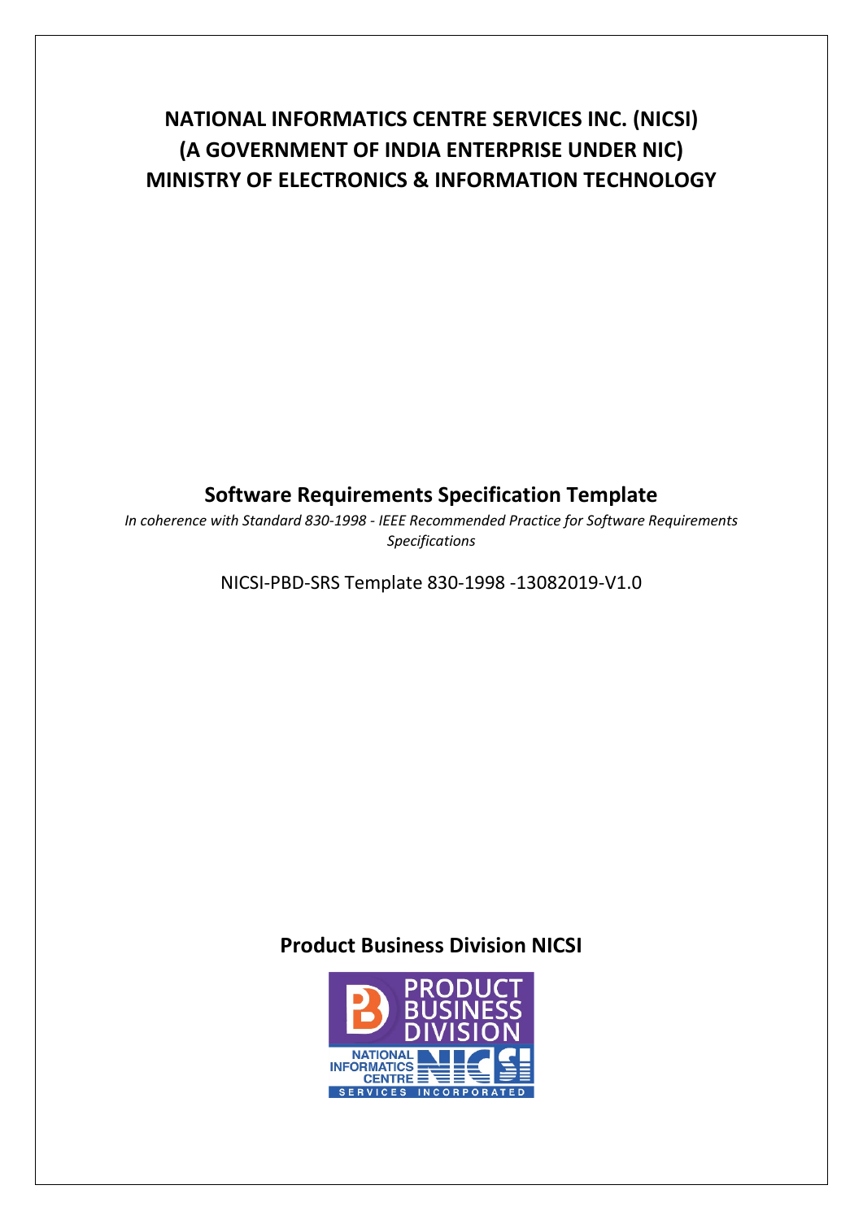# NATIONAL INFORMATICS CENTRE SERVICES INC. (NICSI)
# (A GOVERNMENT OF INDIA ENTERPRISE UNDER NIC)
# MINISTRY OF ELECTRONICS & INFORMATION TECHNOLOGY

## Software Requirements Specification Template

*In coherence with Standard 830-1998 - IEEE Recommended Practice for Software Requirements Specifications*

NICSI-PBD-SRS Template 830-1998 -13082019-V1.0

## Product Business Division NICSI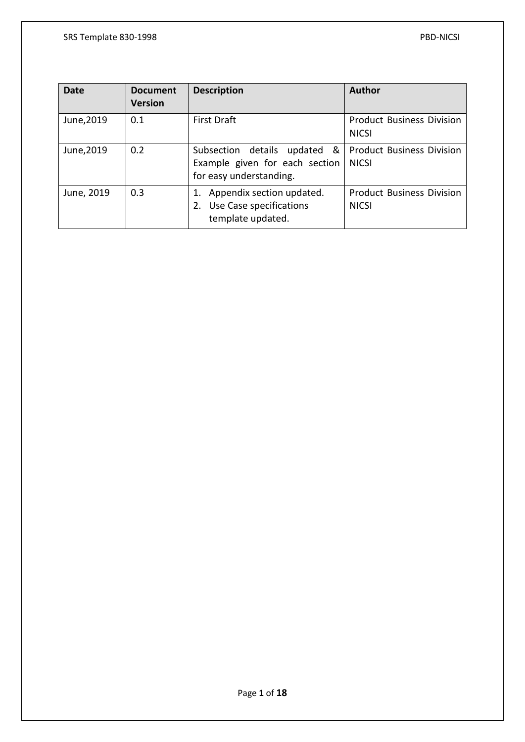| Date | Document Version | Description | Author |
|---|---|---|---|
| June,2019 | 0.1 | First Draft | Product Business Division NICSI |
| June,2019 | 0.2 | Subsection details updated & Example given for each section for easy understanding. | Product Business Division NICSI |
| June, 2019 | 0.3 | 1. Appendix section updated.<br>2. Use Case specifications template updated. | Product Business Division NICSI |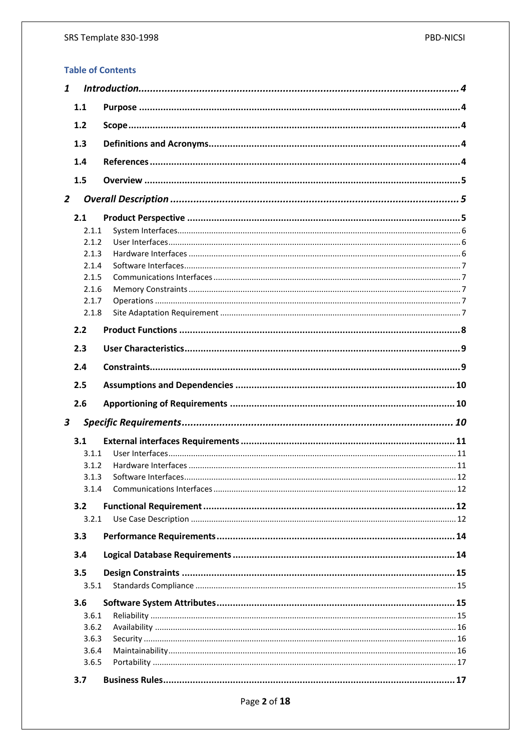## Table of Contents

1 *Introduction* .......... 4

- 1.1 **Purpose** .......... 4
- 1.2 **Scope** .......... 4
- 1.3 **Definitions and Acronyms** .......... 4
- 1.4 **References** .......... 4
- 1.5 **Overview** .......... 5

2 *Overall Description* .......... 5

- 2.1 **Product Perspective** .......... 5
  - 2.1.1 System Interfaces .......... 6
  - 2.1.2 User Interfaces .......... 6
  - 2.1.3 Hardware Interfaces .......... 6
  - 2.1.4 Software Interfaces .......... 7
  - 2.1.5 Communications Interfaces .......... 7
  - 2.1.6 Memory Constraints .......... 7
  - 2.1.7 Operations .......... 7
  - 2.1.8 Site Adaptation Requirement .......... 7
- 2.2 **Product Functions** .......... 8
- 2.3 **User Characteristics** .......... 9
- 2.4 **Constraints** .......... 9
- 2.5 **Assumptions and Dependencies** .......... 10
- 2.6 **Apportioning of Requirements** .......... 10

3 *Specific Requirements* .......... 10

- 3.1 **External interfaces Requirements** .......... 11
  - 3.1.1 User Interfaces .......... 11
  - 3.1.2 Hardware Interfaces .......... 11
  - 3.1.3 Software Interfaces .......... 12
  - 3.1.4 Communications Interfaces .......... 12
- 3.2 **Functional Requirement** .......... 12
  - 3.2.1 Use Case Description .......... 12
- 3.3 **Performance Requirements** .......... 14
- 3.4 **Logical Database Requirements** .......... 14
- 3.5 **Design Constraints** .......... 15
  - 3.5.1 Standards Compliance .......... 15
- 3.6 **Software System Attributes** .......... 15
  - 3.6.1 Reliability .......... 15
  - 3.6.2 Availability .......... 16
  - 3.6.3 Security .......... 16
  - 3.6.4 Maintainability .......... 16
  - 3.6.5 Portability .......... 17
- 3.7 **Business Rules** .......... 17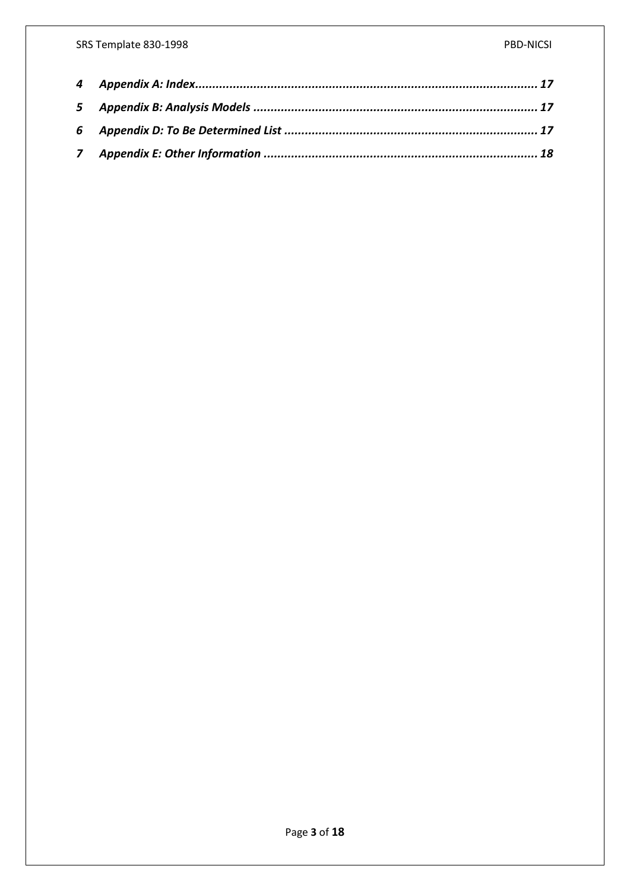**4 Appendix A: Index ........................................................................................ 17**

**5 Appendix B: Analysis Models ........................................................................ 17**

**6 Appendix D: To Be Determined List ............................................................... 17**

**7 Appendix E: Other Information ..................................................................... 18**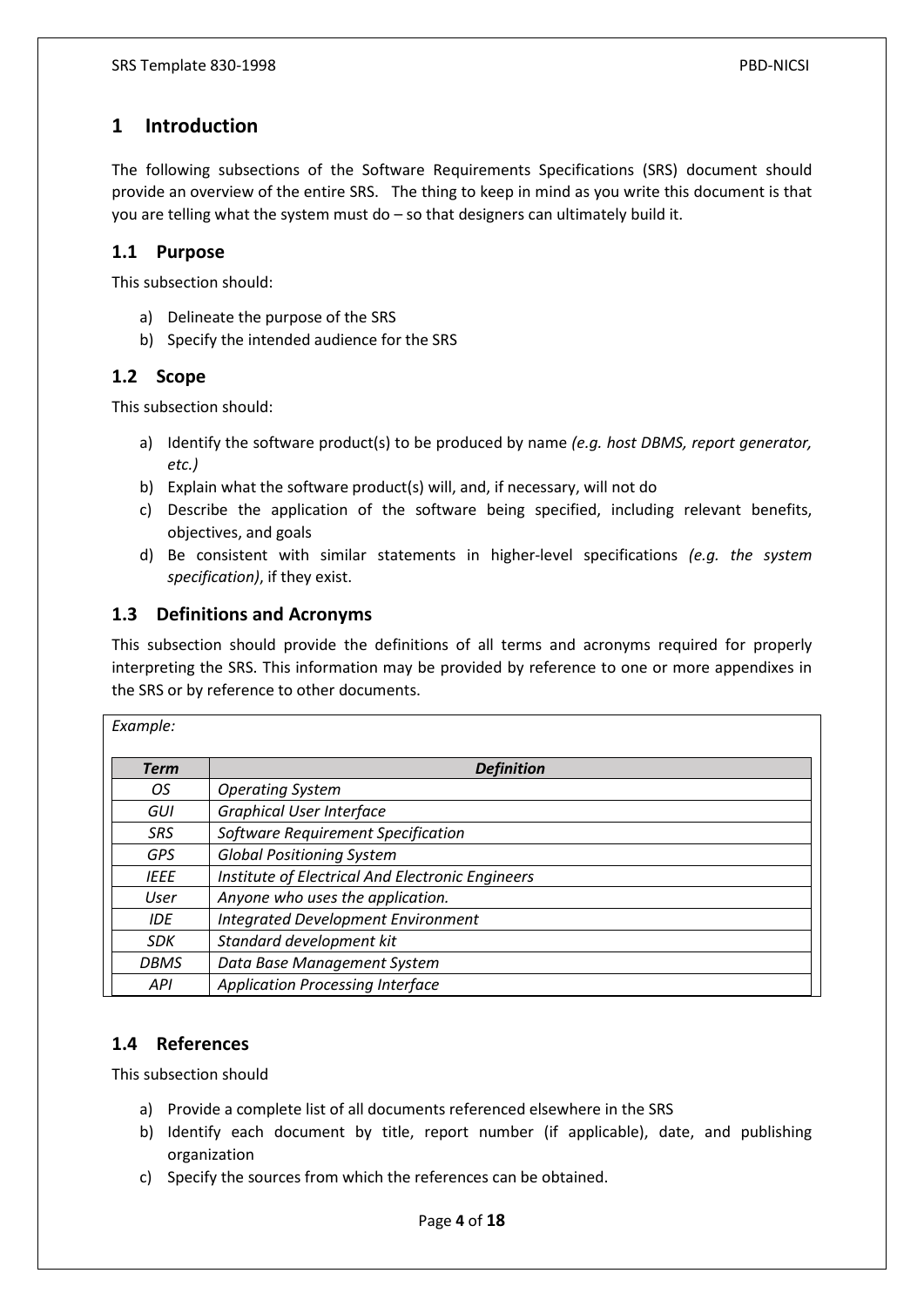# 1 Introduction

The following subsections of the Software Requirements Specifications (SRS) document should provide an overview of the entire SRS. The thing to keep in mind as you write this document is that you are telling what the system must do – so that designers can ultimately build it.

## 1.1 Purpose

This subsection should:

a) Delineate the purpose of the SRS
b) Specify the intended audience for the SRS

## 1.2 Scope

This subsection should:

a) Identify the software product(s) to be produced by name *(e.g. host DBMS, report generator, etc.)*
b) Explain what the software product(s) will, and, if necessary, will not do
c) Describe the application of the software being specified, including relevant benefits, objectives, and goals
d) Be consistent with similar statements in higher-level specifications *(e.g. the system specification)*, if they exist.

## 1.3 Definitions and Acronyms

This subsection should provide the definitions of all terms and acronyms required for properly interpreting the SRS. This information may be provided by reference to one or more appendixes in the SRS or by reference to other documents.

*Example:*

| ***Term*** | ***Definition*** |
|---|---|
| *OS* | *Operating System* |
| *GUI* | *Graphical User Interface* |
| *SRS* | *Software Requirement Specification* |
| *GPS* | *Global Positioning System* |
| *IEEE* | *Institute of Electrical And Electronic Engineers* |
| *User* | *Anyone who uses the application.* |
| *IDE* | *Integrated Development Environment* |
| *SDK* | *Standard development kit* |
| *DBMS* | *Data Base Management System* |
| *API* | *Application Processing Interface* |

## 1.4 References

This subsection should

a) Provide a complete list of all documents referenced elsewhere in the SRS
b) Identify each document by title, report number (if applicable), date, and publishing organization
c) Specify the sources from which the references can be obtained.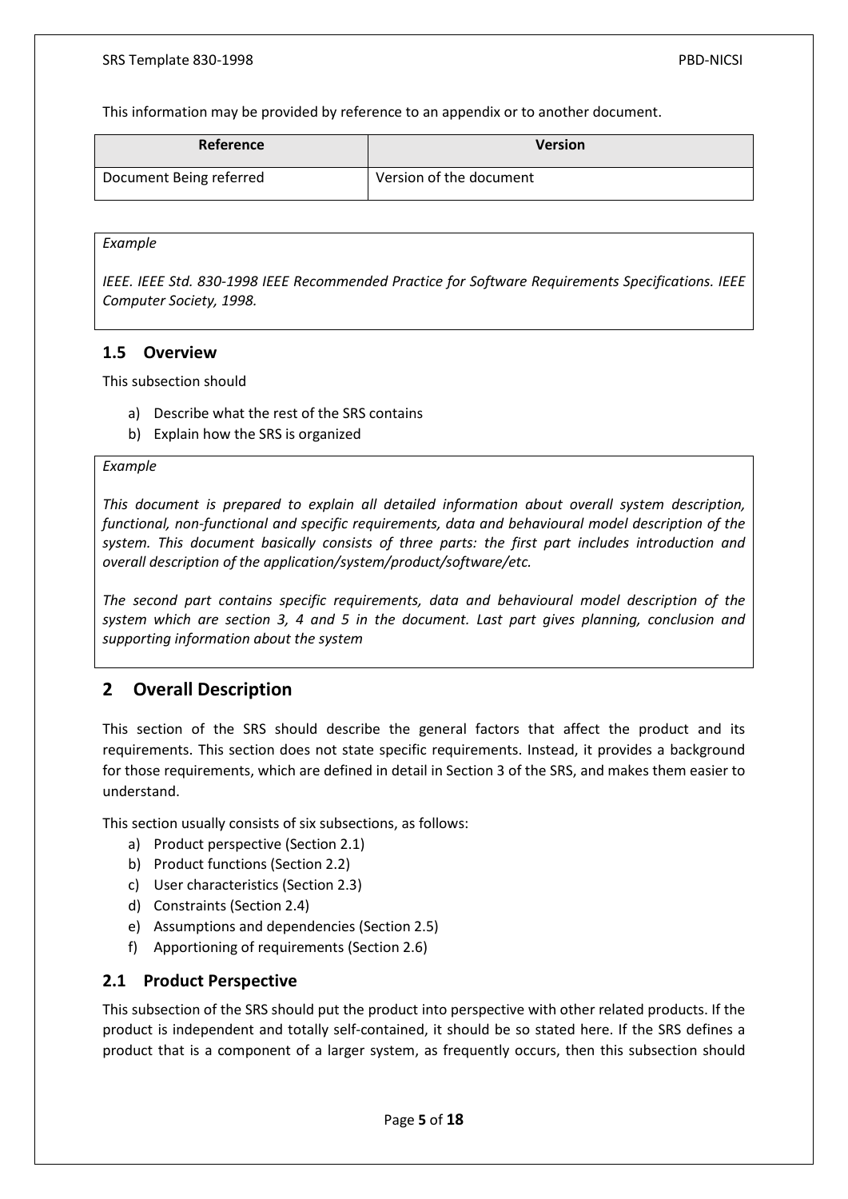This information may be provided by reference to an appendix or to another document.

| Reference | Version |
| --- | --- |
| Document Being referred | Version of the document |

*Example*

*IEEE. IEEE Std. 830-1998 IEEE Recommended Practice for Software Requirements Specifications. IEEE Computer Society, 1998.*

### 1.5 Overview

This subsection should

a) Describe what the rest of the SRS contains
b) Explain how the SRS is organized

*Example*

*This document is prepared to explain all detailed information about overall system description, functional, non-functional and specific requirements, data and behavioural model description of the system. This document basically consists of three parts: the first part includes introduction and overall description of the application/system/product/software/etc.*

*The second part contains specific requirements, data and behavioural model description of the system which are section 3, 4 and 5 in the document. Last part gives planning, conclusion and supporting information about the system*

## 2 Overall Description

This section of the SRS should describe the general factors that affect the product and its requirements. This section does not state specific requirements. Instead, it provides a background for those requirements, which are defined in detail in Section 3 of the SRS, and makes them easier to understand.

This section usually consists of six subsections, as follows:

a) Product perspective (Section 2.1)
b) Product functions (Section 2.2)
c) User characteristics (Section 2.3)
d) Constraints (Section 2.4)
e) Assumptions and dependencies (Section 2.5)
f) Apportioning of requirements (Section 2.6)

### 2.1 Product Perspective

This subsection of the SRS should put the product into perspective with other related products. If the product is independent and totally self-contained, it should be so stated here. If the SRS defines a product that is a component of a larger system, as frequently occurs, then this subsection should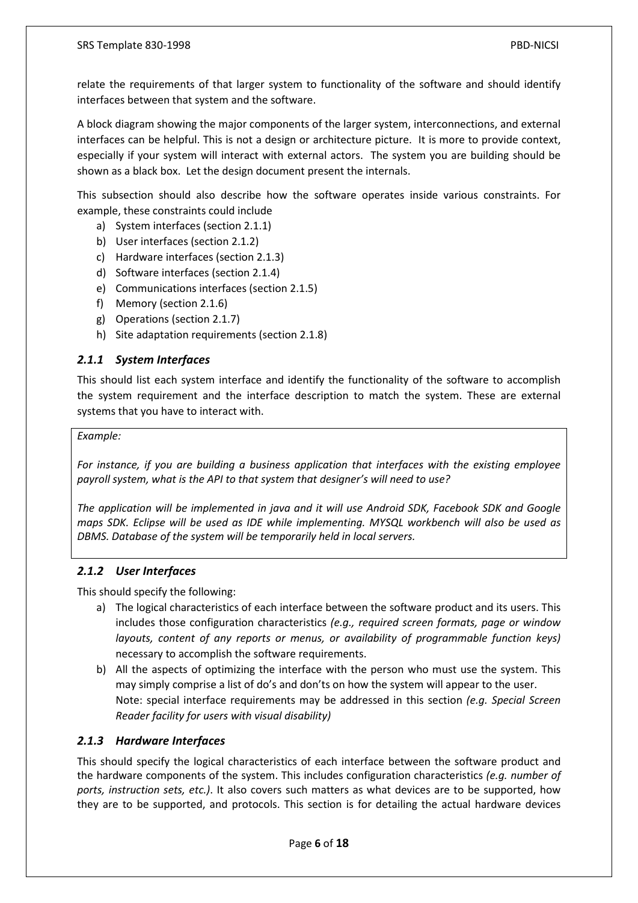relate the requirements of that larger system to functionality of the software and should identify interfaces between that system and the software.

A block diagram showing the major components of the larger system, interconnections, and external interfaces can be helpful. This is not a design or architecture picture. It is more to provide context, especially if your system will interact with external actors. The system you are building should be shown as a black box. Let the design document present the internals.

This subsection should also describe how the software operates inside various constraints. For example, these constraints could include

a) System interfaces (section 2.1.1)
b) User interfaces (section 2.1.2)
c) Hardware interfaces (section 2.1.3)
d) Software interfaces (section 2.1.4)
e) Communications interfaces (section 2.1.5)
f) Memory (section 2.1.6)
g) Operations (section 2.1.7)
h) Site adaptation requirements (section 2.1.8)

### *2.1.1 System Interfaces*

This should list each system interface and identify the functionality of the software to accomplish the system requirement and the interface description to match the system. These are external systems that you have to interact with.

> *Example:*
>
> *For instance, if you are building a business application that interfaces with the existing employee payroll system, what is the API to that system that designer's will need to use?*
>
> *The application will be implemented in java and it will use Android SDK, Facebook SDK and Google maps SDK. Eclipse will be used as IDE while implementing. MYSQL workbench will also be used as DBMS. Database of the system will be temporarily held in local servers.*

### *2.1.2 User Interfaces*

This should specify the following:

a) The logical characteristics of each interface between the software product and its users. This includes those configuration characteristics *(e.g., required screen formats, page or window layouts, content of any reports or menus, or availability of programmable function keys)* necessary to accomplish the software requirements.
b) All the aspects of optimizing the interface with the person who must use the system. This may simply comprise a list of do's and don'ts on how the system will appear to the user.
   Note: special interface requirements may be addressed in this section *(e.g. Special Screen Reader facility for users with visual disability)*

### *2.1.3 Hardware Interfaces*

This should specify the logical characteristics of each interface between the software product and the hardware components of the system. This includes configuration characteristics *(e.g. number of ports, instruction sets, etc.)*. It also covers such matters as what devices are to be supported, how they are to be supported, and protocols. This section is for detailing the actual hardware devices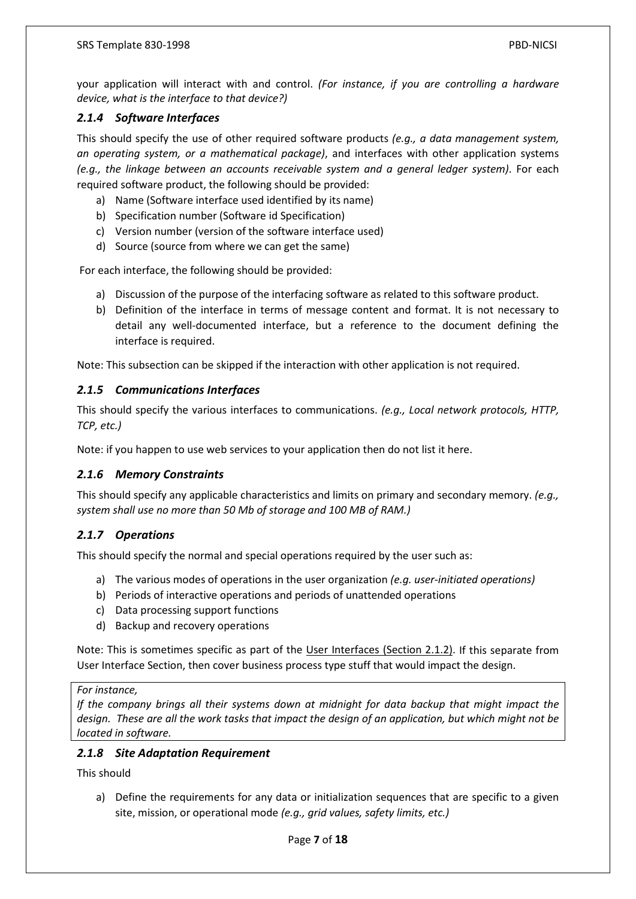your application will interact with and control. *(For instance, if you are controlling a hardware device, what is the interface to that device?)*

### *2.1.4 Software Interfaces*

This should specify the use of other required software products *(e.g., a data management system, an operating system, or a mathematical package)*, and interfaces with other application systems *(e.g., the linkage between an accounts receivable system and a general ledger system)*. For each required software product, the following should be provided:

a) Name (Software interface used identified by its name)
b) Specification number (Software id Specification)
c) Version number (version of the software interface used)
d) Source (source from where we can get the same)

For each interface, the following should be provided:

a) Discussion of the purpose of the interfacing software as related to this software product.
b) Definition of the interface in terms of message content and format. It is not necessary to detail any well-documented interface, but a reference to the document defining the interface is required.

Note: This subsection can be skipped if the interaction with other application is not required.

### *2.1.5 Communications Interfaces*

This should specify the various interfaces to communications. *(e.g., Local network protocols, HTTP, TCP, etc.)*

Note: if you happen to use web services to your application then do not list it here.

### *2.1.6 Memory Constraints*

This should specify any applicable characteristics and limits on primary and secondary memory. *(e.g., system shall use no more than 50 Mb of storage and 100 MB of RAM.)*

### *2.1.7 Operations*

This should specify the normal and special operations required by the user such as:

a) The various modes of operations in the user organization *(e.g. user-initiated operations)*
b) Periods of interactive operations and periods of unattended operations
c) Data processing support functions
d) Backup and recovery operations

Note: This is sometimes specific as part of the User Interfaces (Section 2.1.2). If this separate from User Interface Section, then cover business process type stuff that would impact the design.

*For instance,*
*If the company brings all their systems down at midnight for data backup that might impact the design. These are all the work tasks that impact the design of an application, but which might not be located in software.*

### *2.1.8 Site Adaptation Requirement*

This should

a) Define the requirements for any data or initialization sequences that are specific to a given site, mission, or operational mode *(e.g., grid values, safety limits, etc.)*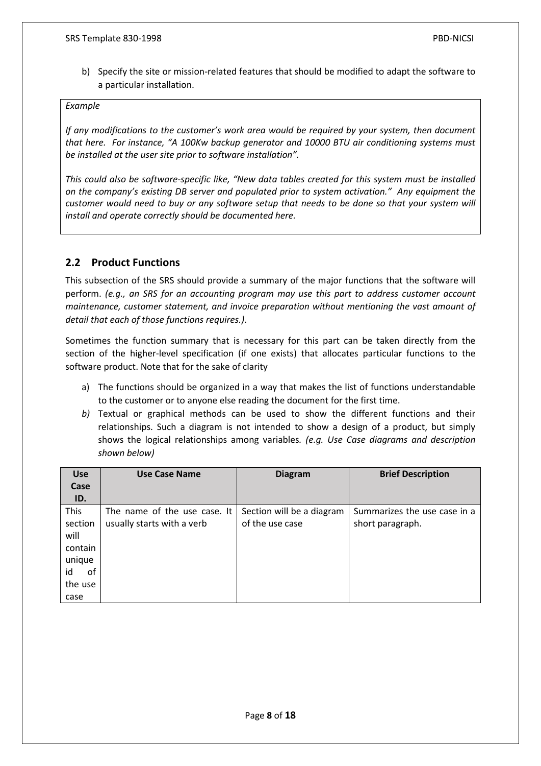b) Specify the site or mission-related features that should be modified to adapt the software to a particular installation.

> *Example*
>
> *If any modifications to the customer's work area would be required by your system, then document that here. For instance, "A 100Kw backup generator and 10000 BTU air conditioning systems must be installed at the user site prior to software installation".*
>
> *This could also be software-specific like, "New data tables created for this system must be installed on the company's existing DB server and populated prior to system activation." Any equipment the customer would need to buy or any software setup that needs to be done so that your system will install and operate correctly should be documented here.*

## 2.2 Product Functions

This subsection of the SRS should provide a summary of the major functions that the software will perform. *(e.g., an SRS for an accounting program may use this part to address customer account maintenance, customer statement, and invoice preparation without mentioning the vast amount of detail that each of those functions requires.)*.

Sometimes the function summary that is necessary for this part can be taken directly from the section of the higher-level specification (if one exists) that allocates particular functions to the software product. Note that for the sake of clarity

a) The functions should be organized in a way that makes the list of functions understandable to the customer or to anyone else reading the document for the first time.

*b)* Textual or graphical methods can be used to show the different functions and their relationships. Such a diagram is not intended to show a design of a product, but simply shows the logical relationships among variables. *(e.g. Use Case diagrams and description shown below)*

| Use Case ID. | Use Case Name | Diagram | Brief Description |
|---|---|---|---|
| This section will contain unique id of the use case | The name of the use case. It usually starts with a verb | Section will be a diagram of the use case | Summarizes the use case in a short paragraph. |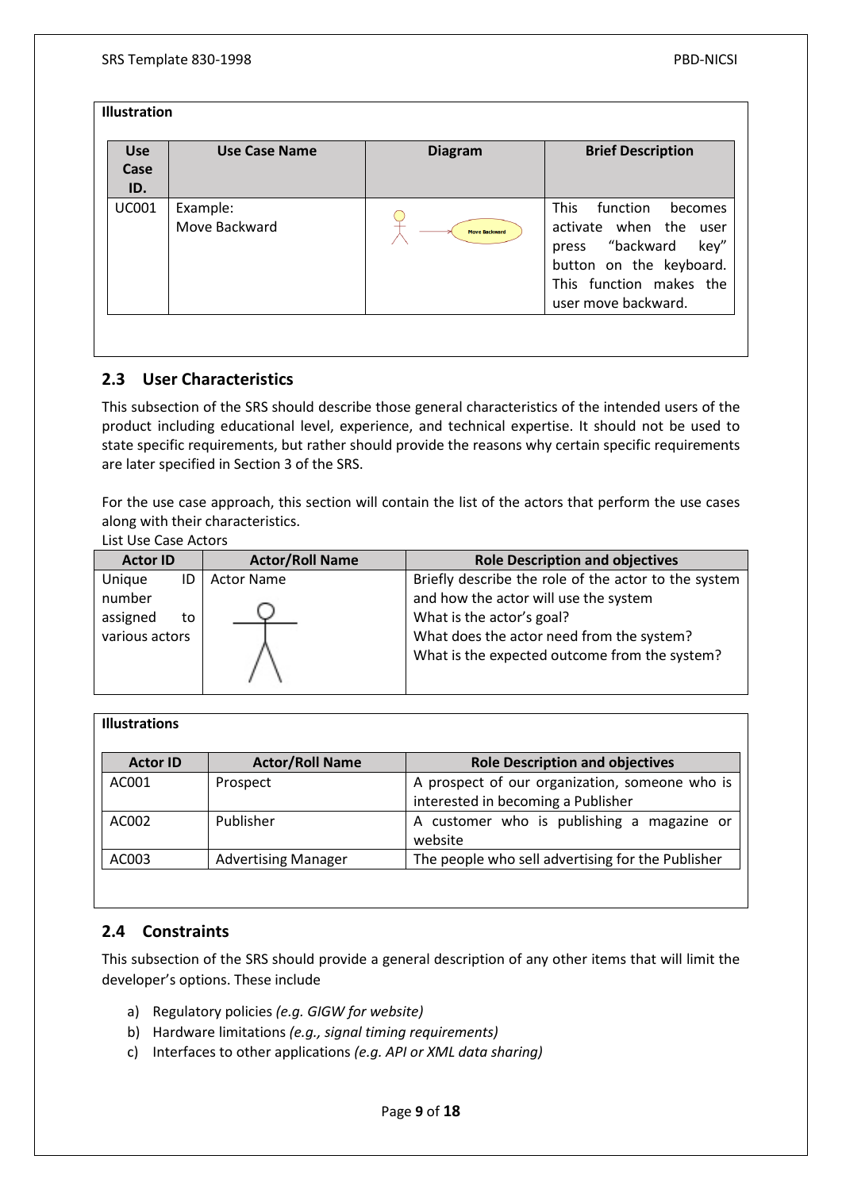**Illustration**

| Use Case ID. | Use Case Name | Diagram | Brief Description |
|---|---|---|---|
| UC001 | Example:<br>Move Backward | Move Backward | This function becomes activate when the user press "backward key" button on the keyboard. This function makes the user move backward. |

## 2.3 User Characteristics

This subsection of the SRS should describe those general characteristics of the intended users of the product including educational level, experience, and technical expertise. It should not be used to state specific requirements, but rather should provide the reasons why certain specific requirements are later specified in Section 3 of the SRS.

For the use case approach, this section will contain the list of the actors that perform the use cases along with their characteristics.

List Use Case Actors

| Actor ID | Actor/Roll Name | Role Description and objectives |
|---|---|---|
| Unique ID number assigned to various actors | Actor Name | Briefly describe the role of the actor to the system and how the actor will use the system<br>What is the actor's goal?<br>What does the actor need from the system?<br>What is the expected outcome from the system? |

**Illustrations**

| Actor ID | Actor/Roll Name | Role Description and objectives |
|---|---|---|
| AC001 | Prospect | A prospect of our organization, someone who is interested in becoming a Publisher |
| AC002 | Publisher | A customer who is publishing a magazine or website |
| AC003 | Advertising Manager | The people who sell advertising for the Publisher |

## 2.4 Constraints

This subsection of the SRS should provide a general description of any other items that will limit the developer's options. These include

a) Regulatory policies *(e.g. GIGW for website)*
b) Hardware limitations *(e.g., signal timing requirements)*
c) Interfaces to other applications *(e.g. API or XML data sharing)*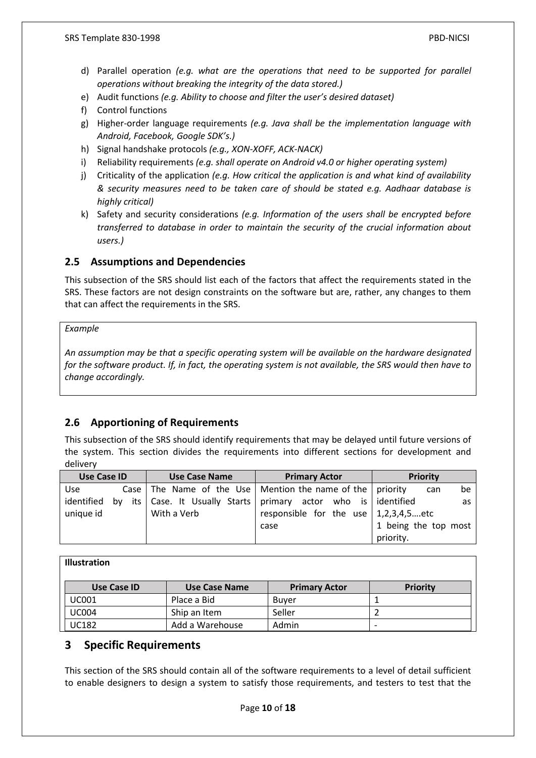d) Parallel operation *(e.g. what are the operations that need to be supported for parallel operations without breaking the integrity of the data stored.)*
e) Audit functions *(e.g. Ability to choose and filter the user's desired dataset)*
f) Control functions
g) Higher-order language requirements *(e.g. Java shall be the implementation language with Android, Facebook, Google SDK's.)*
h) Signal handshake protocols *(e.g., XON-XOFF, ACK-NACK)*
i) Reliability requirements *(e.g. shall operate on Android v4.0 or higher operating system)*
j) Criticality of the application *(e.g. How critical the application is and what kind of availability & security measures need to be taken care of should be stated e.g. Aadhaar database is highly critical)*
k) Safety and security considerations *(e.g. Information of the users shall be encrypted before transferred to database in order to maintain the security of the crucial information about users.)*

## 2.5 Assumptions and Dependencies

This subsection of the SRS should list each of the factors that affect the requirements stated in the SRS. These factors are not design constraints on the software but are, rather, any changes to them that can affect the requirements in the SRS.

*Example*

*An assumption may be that a specific operating system will be available on the hardware designated for the software product. If, in fact, the operating system is not available, the SRS would then have to change accordingly.*

## 2.6 Apportioning of Requirements

This subsection of the SRS should identify requirements that may be delayed until future versions of the system. This section divides the requirements into different sections for development and delivery

| Use Case ID | Use Case Name | Primary Actor | Priority |
|---|---|---|---|
| Use Case identified by its unique id | The Name of the Use Case. It Usually Starts With a Verb | Mention the name of the primary actor who is responsible for the use case | priority can be identified as 1,2,3,4,5….etc 1 being the top most priority. |

**Illustration**

| Use Case ID | Use Case Name | Primary Actor | Priority |
|---|---|---|---|
| UC001 | Place a Bid | Buyer | 1 |
| UC004 | Ship an Item | Seller | 2 |
| UC182 | Add a Warehouse | Admin | - |

# 3 Specific Requirements

This section of the SRS should contain all of the software requirements to a level of detail sufficient to enable designers to design a system to satisfy those requirements, and testers to test that the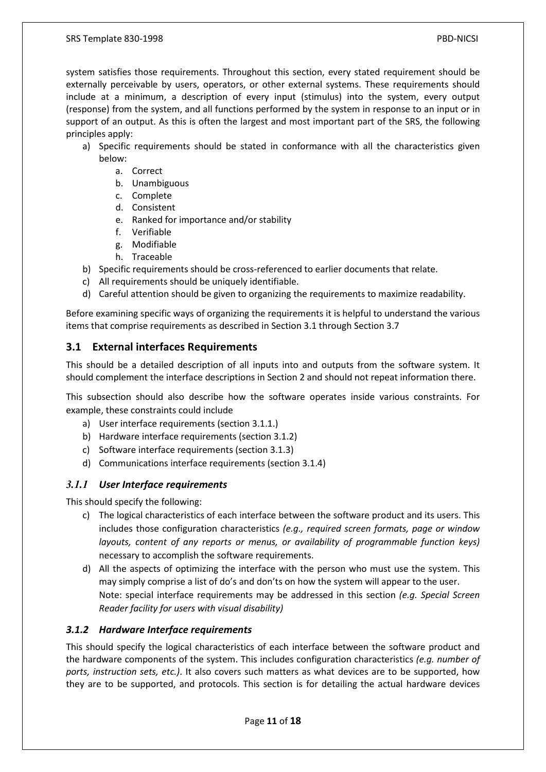system satisfies those requirements. Throughout this section, every stated requirement should be externally perceivable by users, operators, or other external systems. These requirements should include at a minimum, a description of every input (stimulus) into the system, every output (response) from the system, and all functions performed by the system in response to an input or in support of an output. As this is often the largest and most important part of the SRS, the following principles apply:

a) Specific requirements should be stated in conformance with all the characteristics given below:
   a. Correct
   b. Unambiguous
   c. Complete
   d. Consistent
   e. Ranked for importance and/or stability
   f. Verifiable
   g. Modifiable
   h. Traceable
b) Specific requirements should be cross-referenced to earlier documents that relate.
c) All requirements should be uniquely identifiable.
d) Careful attention should be given to organizing the requirements to maximize readability.

Before examining specific ways of organizing the requirements it is helpful to understand the various items that comprise requirements as described in Section 3.1 through Section 3.7

## 3.1 External interfaces Requirements

This should be a detailed description of all inputs into and outputs from the software system. It should complement the interface descriptions in Section 2 and should not repeat information there.

This subsection should also describe how the software operates inside various constraints. For example, these constraints could include

a) User interface requirements (section 3.1.1.)
b) Hardware interface requirements (section 3.1.2)
c) Software interface requirements (section 3.1.3)
d) Communications interface requirements (section 3.1.4)

### *3.1.1 User Interface requirements*

This should specify the following:

c) The logical characteristics of each interface between the software product and its users. This includes those configuration characteristics *(e.g., required screen formats, page or window layouts, content of any reports or menus, or availability of programmable function keys)* necessary to accomplish the software requirements.
d) All the aspects of optimizing the interface with the person who must use the system. This may simply comprise a list of do's and don'ts on how the system will appear to the user.
   Note: special interface requirements may be addressed in this section *(e.g. Special Screen Reader facility for users with visual disability)*

### *3.1.2 Hardware Interface requirements*

This should specify the logical characteristics of each interface between the software product and the hardware components of the system. This includes configuration characteristics *(e.g. number of ports, instruction sets, etc.)*. It also covers such matters as what devices are to be supported, how they are to be supported, and protocols. This section is for detailing the actual hardware devices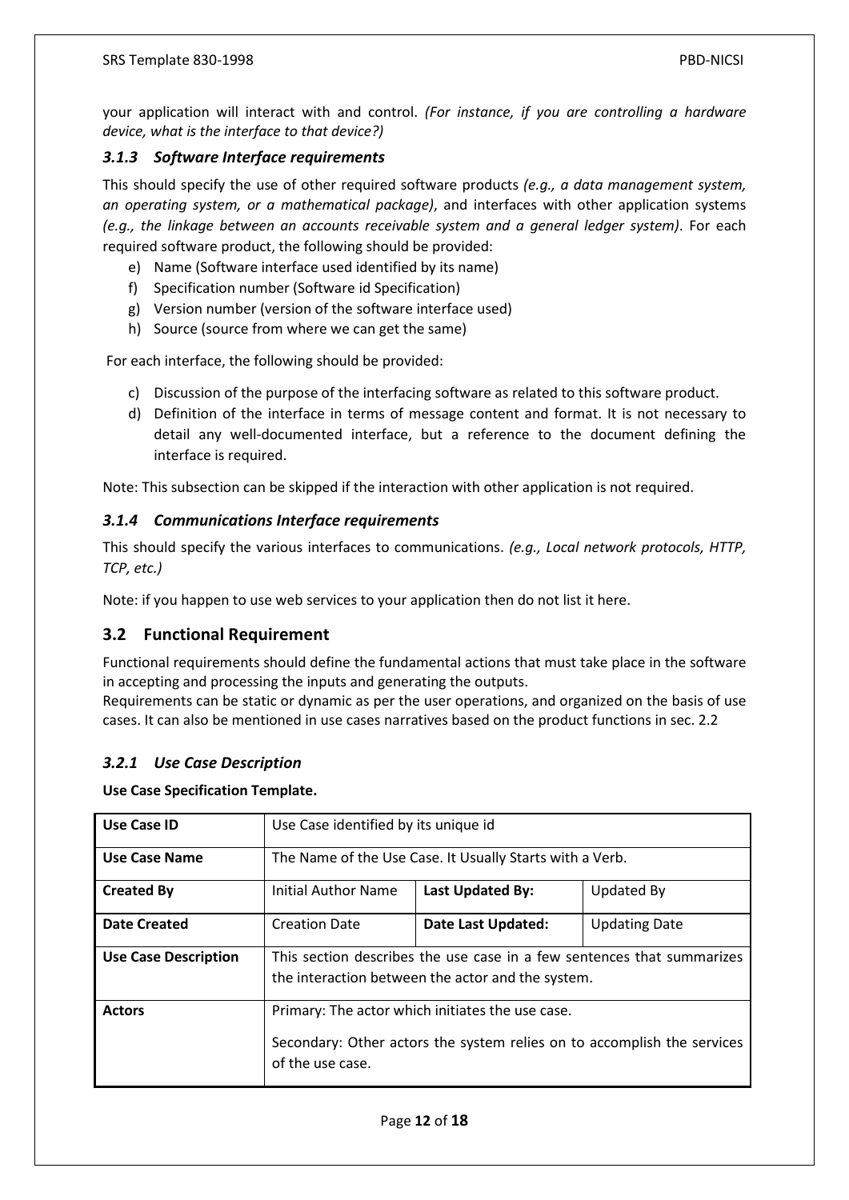your application will interact with and control. *(For instance, if you are controlling a hardware device, what is the interface to that device?)*

### *3.1.3 Software Interface requirements*

This should specify the use of other required software products *(e.g., a data management system, an operating system, or a mathematical package)*, and interfaces with other application systems *(e.g., the linkage between an accounts receivable system and a general ledger system)*. For each required software product, the following should be provided:

e) Name (Software interface used identified by its name)
f) Specification number (Software id Specification)
g) Version number (version of the software interface used)
h) Source (source from where we can get the same)

For each interface, the following should be provided:

c) Discussion of the purpose of the interfacing software as related to this software product.
d) Definition of the interface in terms of message content and format. It is not necessary to detail any well-documented interface, but a reference to the document defining the interface is required.

Note: This subsection can be skipped if the interaction with other application is not required.

### *3.1.4 Communications Interface requirements*

This should specify the various interfaces to communications. *(e.g., Local network protocols, HTTP, TCP, etc.)*

Note: if you happen to use web services to your application then do not list it here.

## 3.2 Functional Requirement

Functional requirements should define the fundamental actions that must take place in the software in accepting and processing the inputs and generating the outputs.
Requirements can be static or dynamic as per the user operations, and organized on the basis of use cases. It can also be mentioned in use cases narratives based on the product functions in sec. 2.2

### *3.2.1 Use Case Description*

**Use Case Specification Template.**

| **Use Case ID** | Use Case identified by its unique id | | |
|---|---|---|---|
| **Use Case Name** | The Name of the Use Case. It Usually Starts with a Verb. | | |
| **Created By** | Initial Author Name | **Last Updated By:** | Updated By |
| **Date Created** | Creation Date | **Date Last Updated:** | Updating Date |
| **Use Case Description** | This section describes the use case in a few sentences that summarizes the interaction between the actor and the system. | | |
| **Actors** | Primary: The actor which initiates the use case.<br><br>Secondary: Other actors the system relies on to accomplish the services of the use case. | | |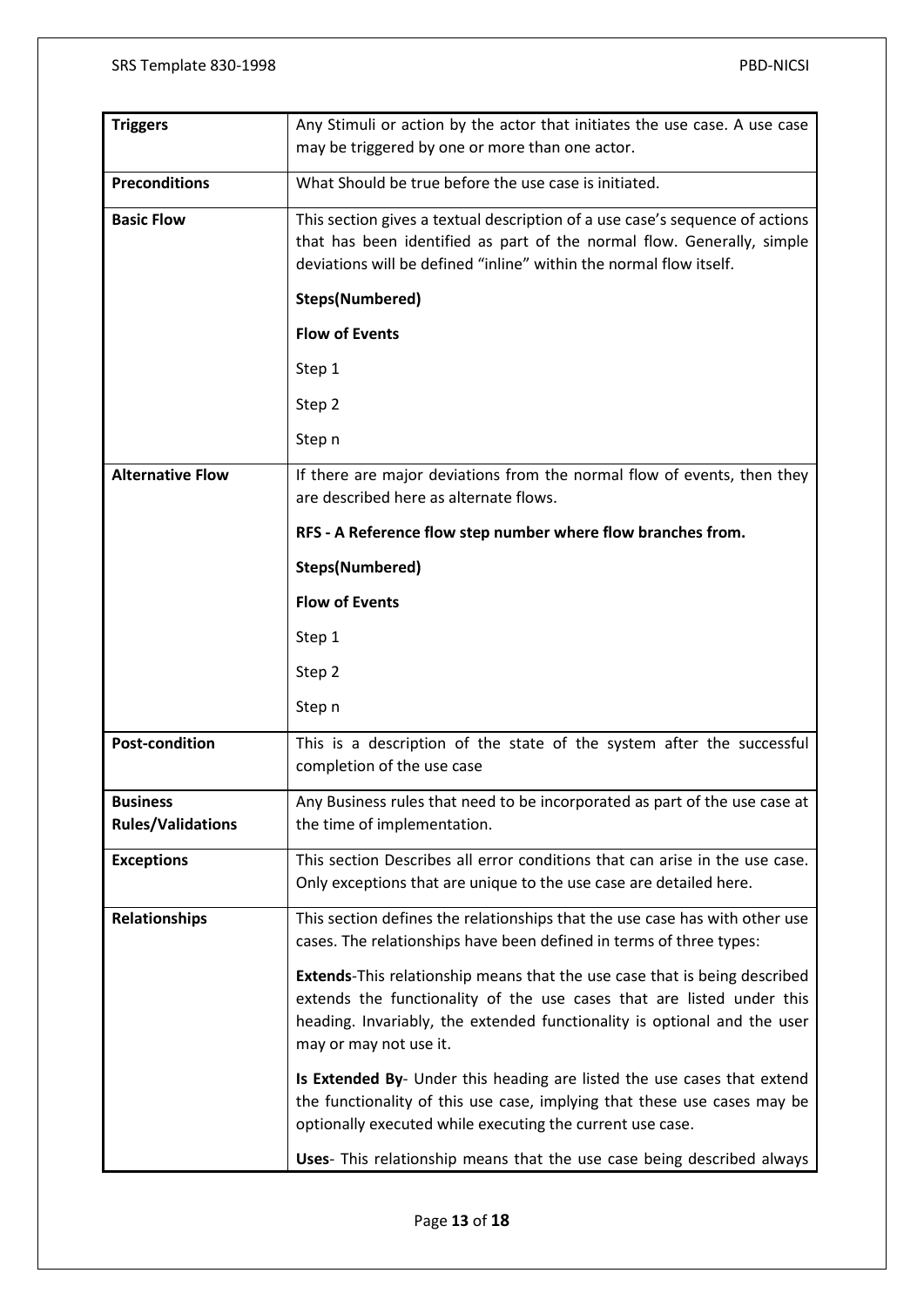| | |
|---|---|
| **Triggers** | Any Stimuli or action by the actor that initiates the use case. A use case may be triggered by one or more than one actor. |
| **Preconditions** | What Should be true before the use case is initiated. |
| **Basic Flow** | This section gives a textual description of a use case's sequence of actions that has been identified as part of the normal flow. Generally, simple deviations will be defined "inline" within the normal flow itself.<br><br>**Steps(Numbered)**<br><br>**Flow of Events**<br><br>Step 1<br><br>Step 2<br><br>Step n |
| **Alternative Flow** | If there are major deviations from the normal flow of events, then they are described here as alternate flows.<br><br>**RFS - A Reference flow step number where flow branches from.**<br><br>**Steps(Numbered)**<br><br>**Flow of Events**<br><br>Step 1<br><br>Step 2<br><br>Step n |
| **Post-condition** | This is a description of the state of the system after the successful completion of the use case |
| **Business Rules/Validations** | Any Business rules that need to be incorporated as part of the use case at the time of implementation. |
| **Exceptions** | This section Describes all error conditions that can arise in the use case. Only exceptions that are unique to the use case are detailed here. |
| **Relationships** | This section defines the relationships that the use case has with other use cases. The relationships have been defined in terms of three types:<br><br>**Extends**-This relationship means that the use case that is being described extends the functionality of the use cases that are listed under this heading. Invariably, the extended functionality is optional and the user may or may not use it.<br><br>**Is Extended By**- Under this heading are listed the use cases that extend the functionality of this use case, implying that these use cases may be optionally executed while executing the current use case.<br><br>**Uses**- This relationship means that the use case being described always |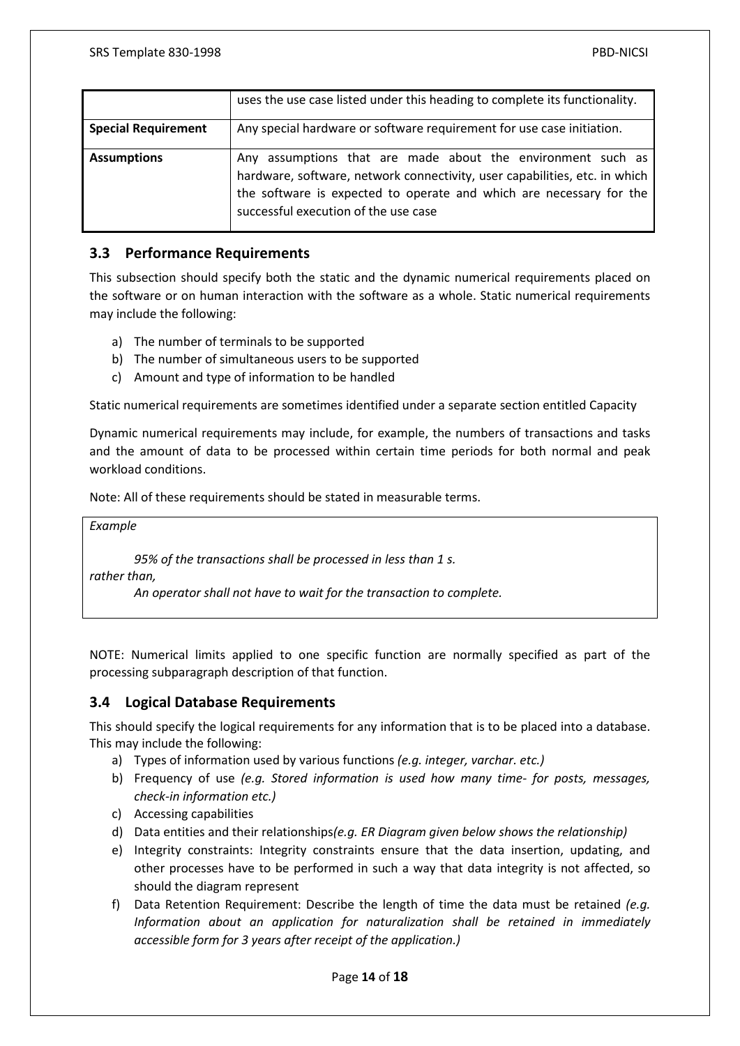|  | uses the use case listed under this heading to complete its functionality. |
| --- | --- |
| **Special Requirement** | Any special hardware or software requirement for use case initiation. |
| **Assumptions** | Any assumptions that are made about the environment such as hardware, software, network connectivity, user capabilities, etc. in which the software is expected to operate and which are necessary for the successful execution of the use case |

## 3.3 Performance Requirements

This subsection should specify both the static and the dynamic numerical requirements placed on the software or on human interaction with the software as a whole. Static numerical requirements may include the following:

a) The number of terminals to be supported
b) The number of simultaneous users to be supported
c) Amount and type of information to be handled

Static numerical requirements are sometimes identified under a separate section entitled Capacity

Dynamic numerical requirements may include, for example, the numbers of transactions and tasks and the amount of data to be processed within certain time periods for both normal and peak workload conditions.

Note: All of these requirements should be stated in measurable terms.

> *Example*
>
> *95% of the transactions shall be processed in less than 1 s.*
>
> *rather than,*
>
> *An operator shall not have to wait for the transaction to complete.*

NOTE: Numerical limits applied to one specific function are normally specified as part of the processing subparagraph description of that function.

## 3.4 Logical Database Requirements

This should specify the logical requirements for any information that is to be placed into a database. This may include the following:

a) Types of information used by various functions *(e.g. integer, varchar. etc.)*
b) Frequency of use *(e.g. Stored information is used how many time- for posts, messages, check-in information etc.)*
c) Accessing capabilities
d) Data entities and their relationships*(e.g. ER Diagram given below shows the relationship)*
e) Integrity constraints: Integrity constraints ensure that the data insertion, updating, and other processes have to be performed in such a way that data integrity is not affected, so should the diagram represent
f) Data Retention Requirement: Describe the length of time the data must be retained *(e.g. Information about an application for naturalization shall be retained in immediately accessible form for 3 years after receipt of the application.)*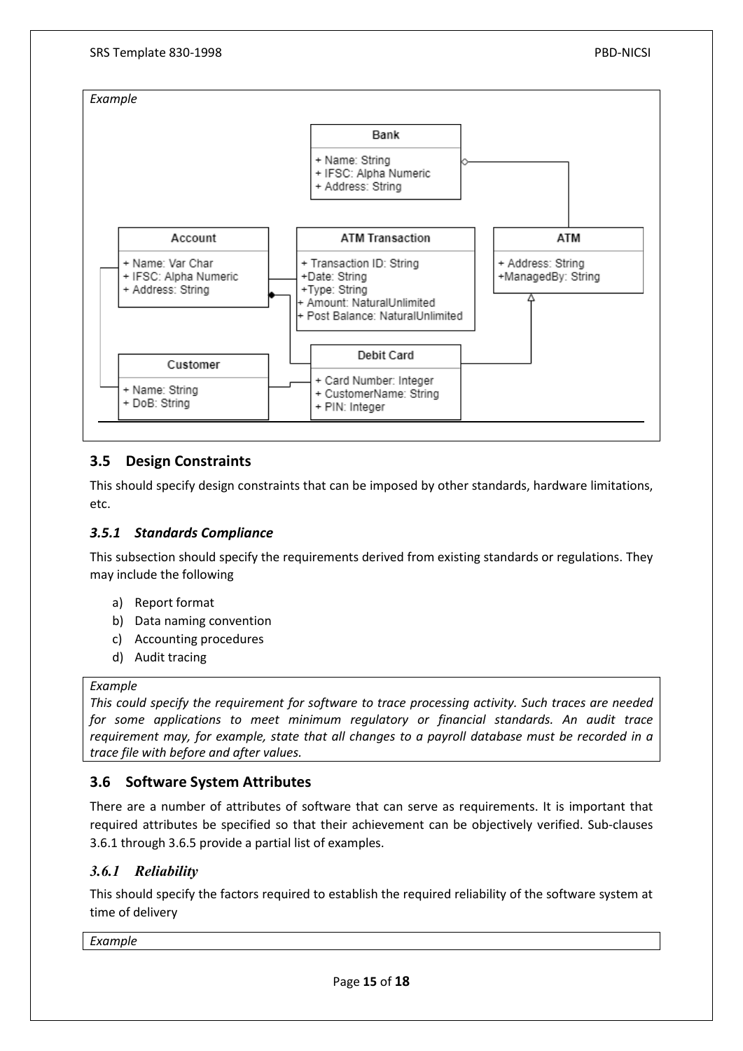*Example*

Bank
+ Name: String
+ IFSC: Alpha Numeric
+ Address: String

Account
+ Name: Var Char
+ IFSC: Alpha Numeric
+ Address: String

ATM Transaction
+ Transaction ID: String
+Date: String
+Type: String
+ Amount: NaturalUnlimited
+ Post Balance: NaturalUnlimited

ATM
+ Address: String
+ManagedBy: String

Customer
+ Name: String
+ DoB: String

Debit Card
+ Card Number: Integer
+ CustomerName: String
+ PIN: Integer

## 3.5 Design Constraints

This should specify design constraints that can be imposed by other standards, hardware limitations, etc.

### *3.5.1 Standards Compliance*

This subsection should specify the requirements derived from existing standards or regulations. They may include the following

a) Report format
b) Data naming convention
c) Accounting procedures
d) Audit tracing

*Example*

*This could specify the requirement for software to trace processing activity. Such traces are needed for some applications to meet minimum regulatory or financial standards. An audit trace requirement may, for example, state that all changes to a payroll database must be recorded in a trace file with before and after values.*

## 3.6 Software System Attributes

There are a number of attributes of software that can serve as requirements. It is important that required attributes be specified so that their achievement can be objectively verified. Sub-clauses 3.6.1 through 3.6.5 provide a partial list of examples.

### *3.6.1 Reliability*

This should specify the factors required to establish the required reliability of the software system at time of delivery

*Example*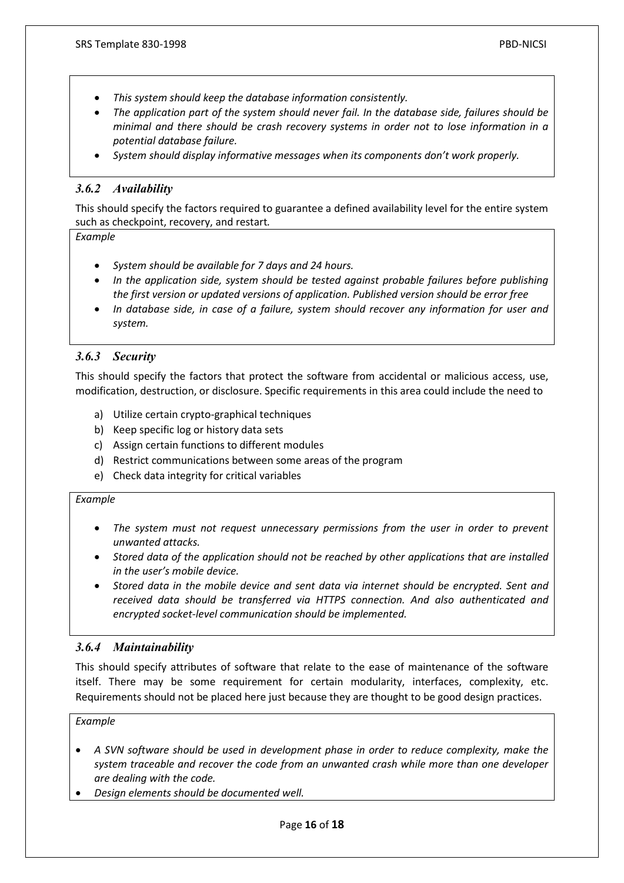- *This system should keep the database information consistently.*
- *The application part of the system should never fail. In the database side, failures should be minimal and there should be crash recovery systems in order not to lose information in a potential database failure.*
- *System should display informative messages when its components don't work properly.*

### *3.6.2 Availability*

This should specify the factors required to guarantee a defined availability level for the entire system such as checkpoint, recovery, and restart.

*Example*

- *System should be available for 7 days and 24 hours.*
- *In the application side, system should be tested against probable failures before publishing the first version or updated versions of application. Published version should be error free*
- *In database side, in case of a failure, system should recover any information for user and system.*

### *3.6.3 Security*

This should specify the factors that protect the software from accidental or malicious access, use, modification, destruction, or disclosure. Specific requirements in this area could include the need to

a) Utilize certain crypto-graphical techniques
b) Keep specific log or history data sets
c) Assign certain functions to different modules
d) Restrict communications between some areas of the program
e) Check data integrity for critical variables

*Example*

- *The system must not request unnecessary permissions from the user in order to prevent unwanted attacks.*
- *Stored data of the application should not be reached by other applications that are installed in the user's mobile device.*
- *Stored data in the mobile device and sent data via internet should be encrypted. Sent and received data should be transferred via HTTPS connection. And also authenticated and encrypted socket-level communication should be implemented.*

### *3.6.4 Maintainability*

This should specify attributes of software that relate to the ease of maintenance of the software itself. There may be some requirement for certain modularity, interfaces, complexity, etc. Requirements should not be placed here just because they are thought to be good design practices.

*Example*

- *A SVN software should be used in development phase in order to reduce complexity, make the system traceable and recover the code from an unwanted crash while more than one developer are dealing with the code.*
- *Design elements should be documented well.*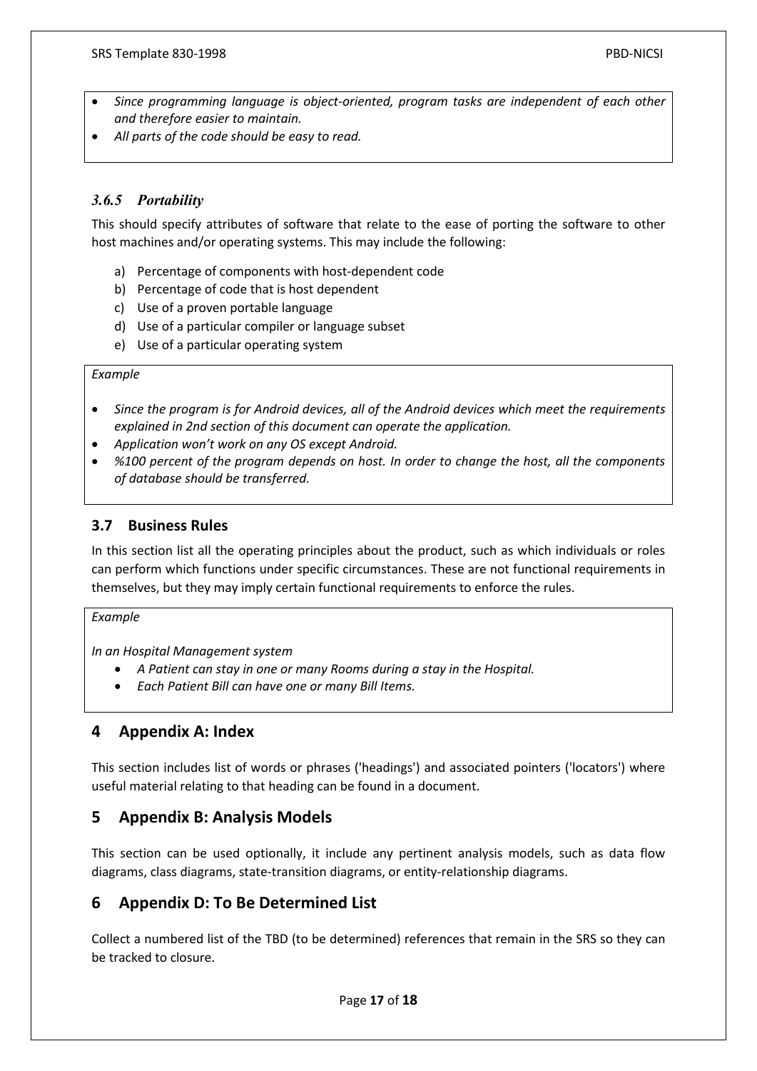- *Since programming language is object-oriented, program tasks are independent of each other and therefore easier to maintain.*
- *All parts of the code should be easy to read.*

### *3.6.5 Portability*

This should specify attributes of software that relate to the ease of porting the software to other host machines and/or operating systems. This may include the following:

a) Percentage of components with host-dependent code
b) Percentage of code that is host dependent
c) Use of a proven portable language
d) Use of a particular compiler or language subset
e) Use of a particular operating system

*Example*

- *Since the program is for Android devices, all of the Android devices which meet the requirements explained in 2nd section of this document can operate the application.*
- *Application won't work on any OS except Android.*
- *%100 percent of the program depends on host. In order to change the host, all the components of database should be transferred.*

## 3.7 Business Rules

In this section list all the operating principles about the product, such as which individuals or roles can perform which functions under specific circumstances. These are not functional requirements in themselves, but they may imply certain functional requirements to enforce the rules.

*Example*

*In an Hospital Management system*

- *A Patient can stay in one or many Rooms during a stay in the Hospital.*
- *Each Patient Bill can have one or many Bill Items.*

# 4 Appendix A: Index

This section includes list of words or phrases ('headings') and associated pointers ('locators') where useful material relating to that heading can be found in a document.

# 5 Appendix B: Analysis Models

This section can be used optionally, it include any pertinent analysis models, such as data flow diagrams, class diagrams, state-transition diagrams, or entity-relationship diagrams.

# 6 Appendix D: To Be Determined List

Collect a numbered list of the TBD (to be determined) references that remain in the SRS so they can be tracked to closure.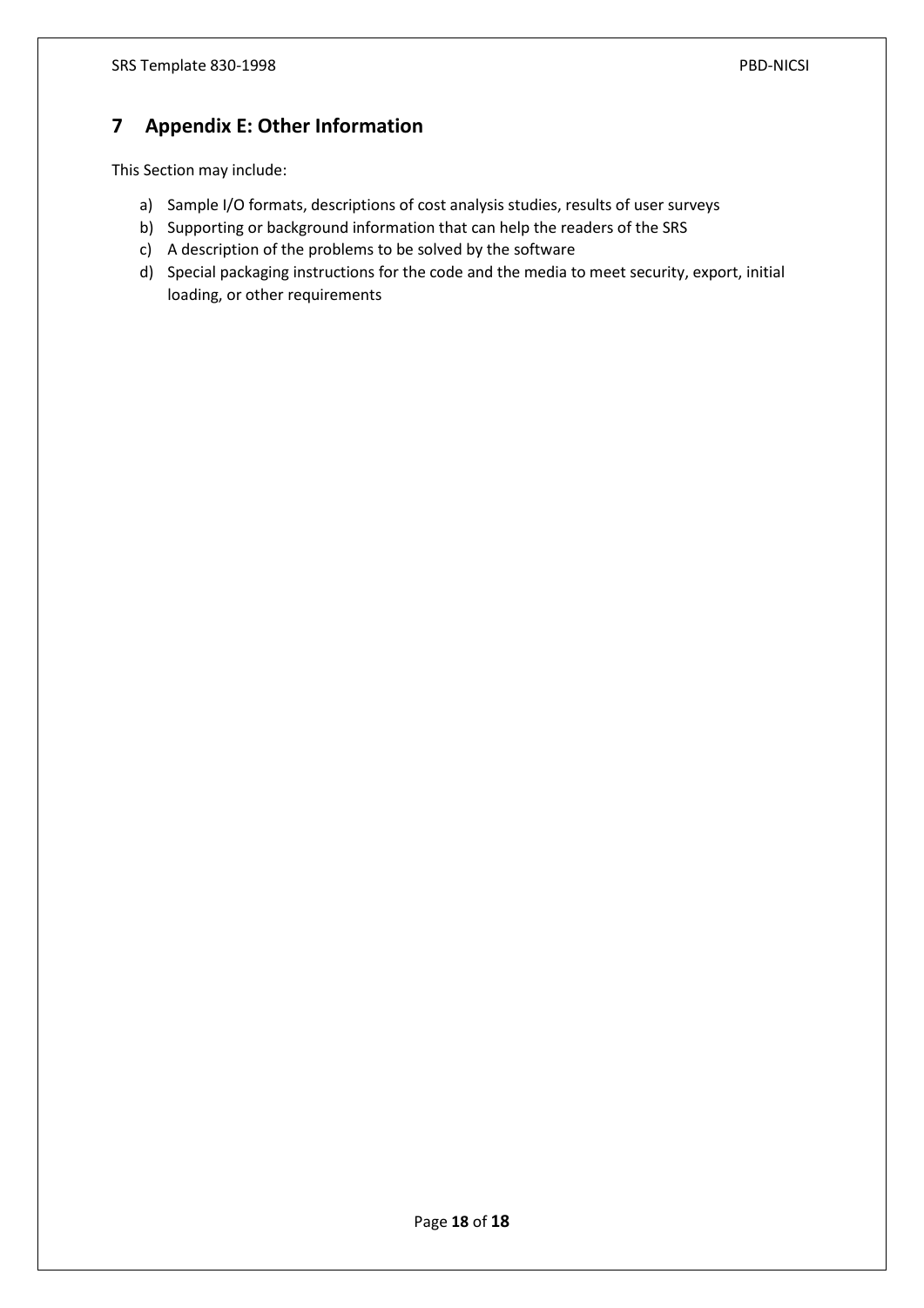# 7 Appendix E: Other Information

This Section may include:

a) Sample I/O formats, descriptions of cost analysis studies, results of user surveys
b) Supporting or background information that can help the readers of the SRS
c) A description of the problems to be solved by the software
d) Special packaging instructions for the code and the media to meet security, export, initial loading, or other requirements